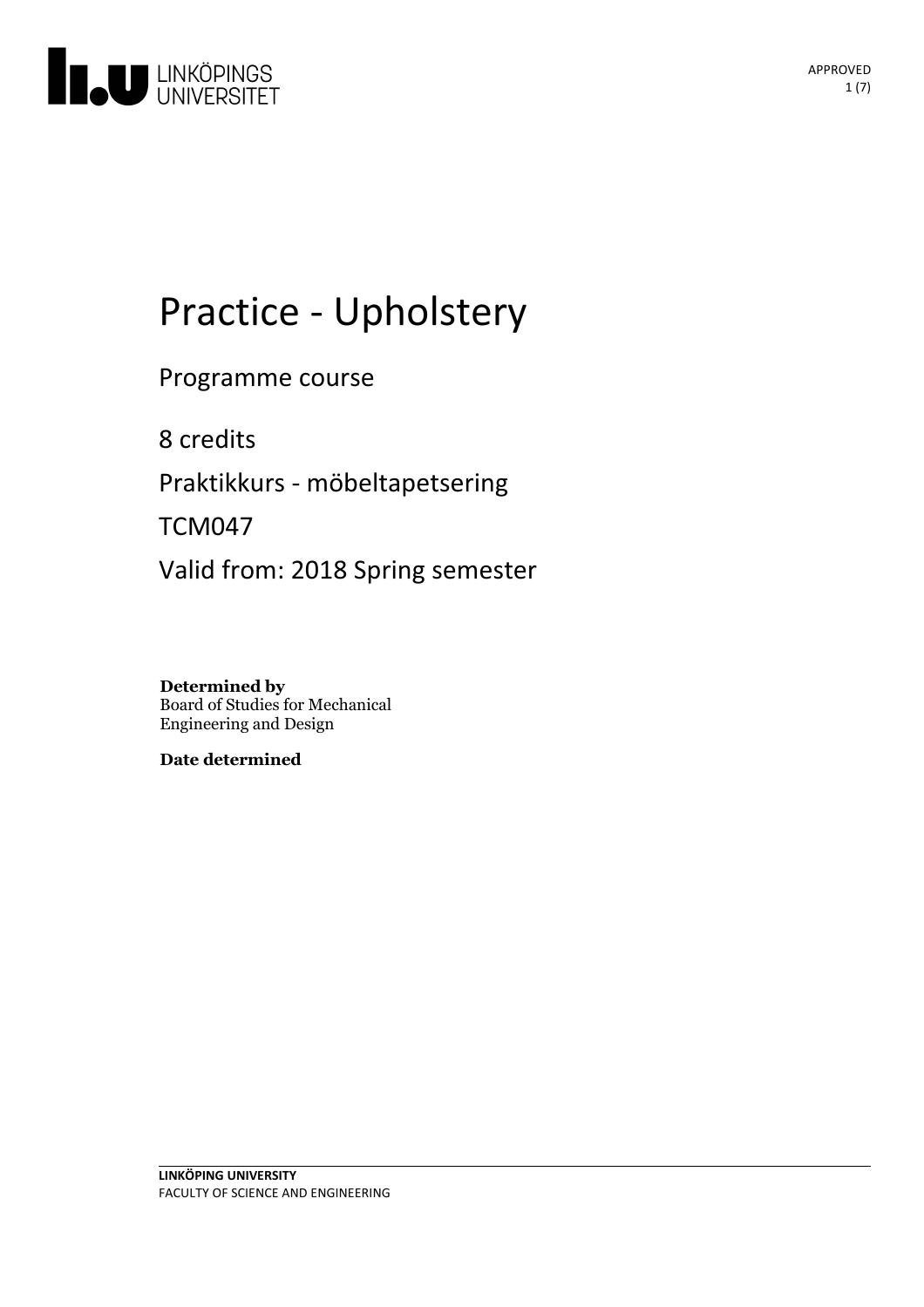# Practice - Upholstery

Programme course

8 credits

Praktikkurs - möbeltapetsering

TCM047

Valid from: 2018 Spring semester

**Determined by**
Board of Studies for Mechanical Engineering and Design

**Date determined**

LINKÖPING UNIVERSITY
FACULTY OF SCIENCE AND ENGINEERING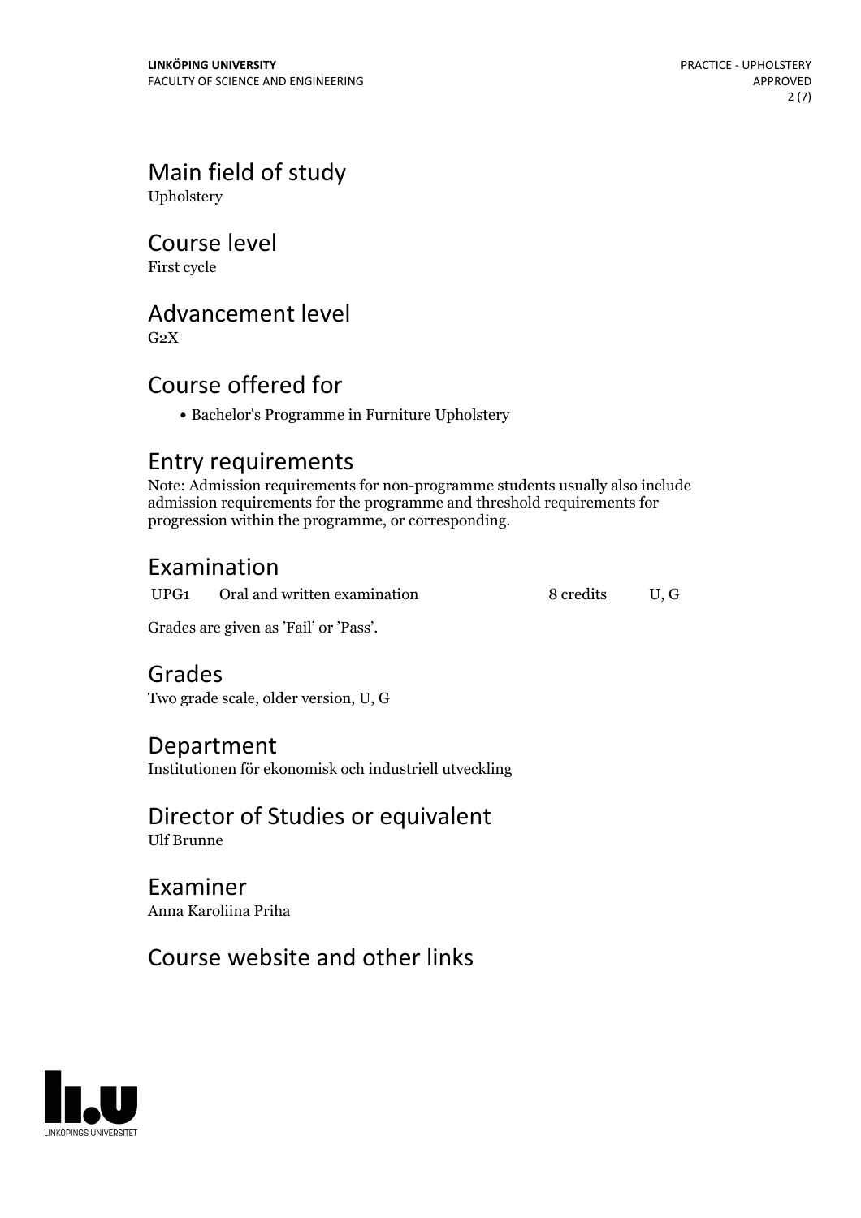## Main field of study

Upholstery

## Course level

First cycle

## Advancement level

G2X

## Course offered for

- Bachelor's Programme in Furniture Upholstery

## Entry requirements

Note: Admission requirements for non-programme students usually also include admission requirements for the programme and threshold requirements for progression within the programme, or corresponding.

## Examination

| | | | |
|---|---|---|---|
| UPG1 | Oral and written examination | 8 credits | U, G |

Grades are given as 'Fail' or 'Pass'.

## Grades

Two grade scale, older version, U, G

## Department

Institutionen för ekonomisk och industriell utveckling

## Director of Studies or equivalent

Ulf Brunne

## Examiner

Anna Karoliina Priha

## Course website and other links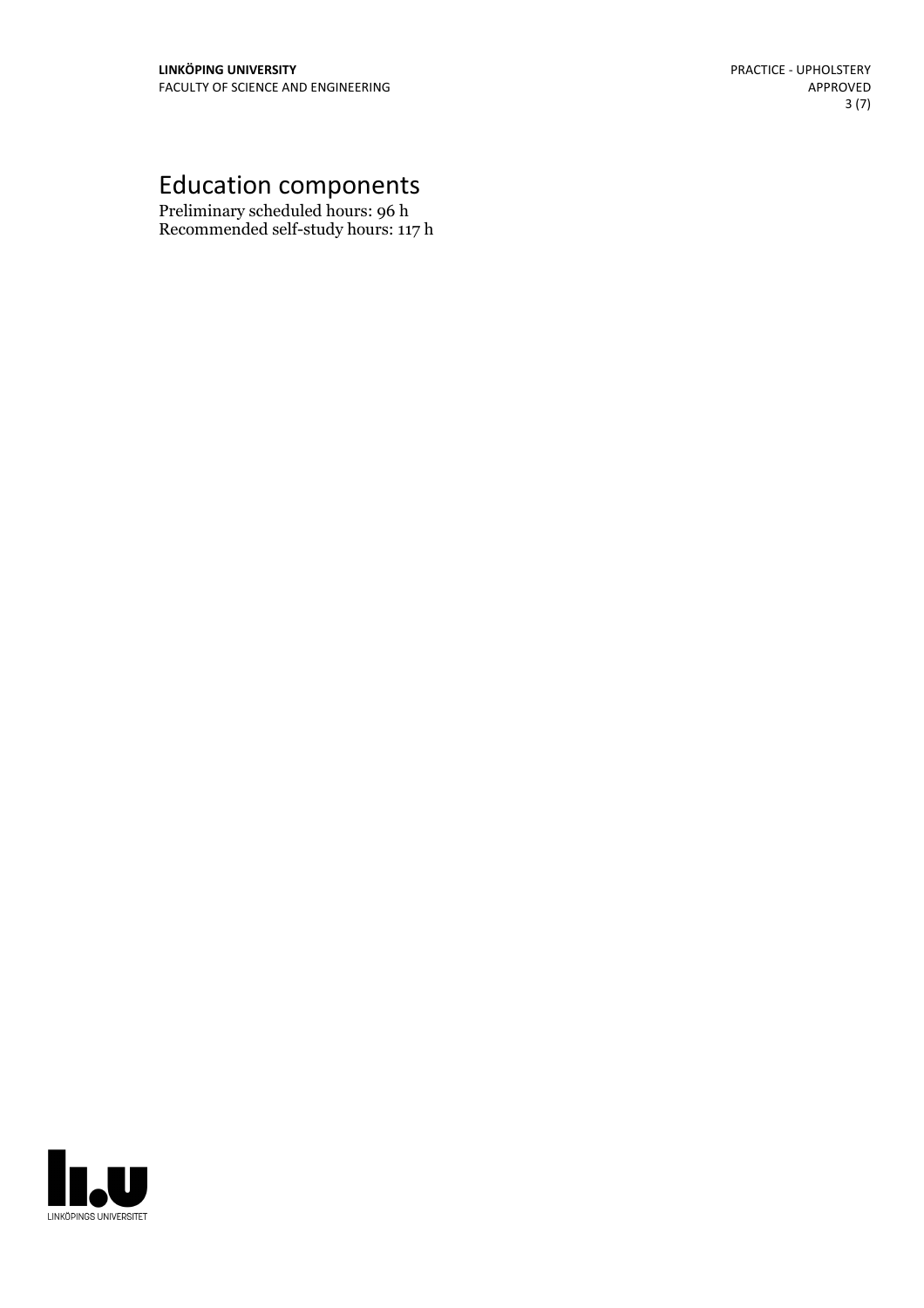# Education components

Preliminary scheduled hours: 96 h
Recommended self-study hours: 117 h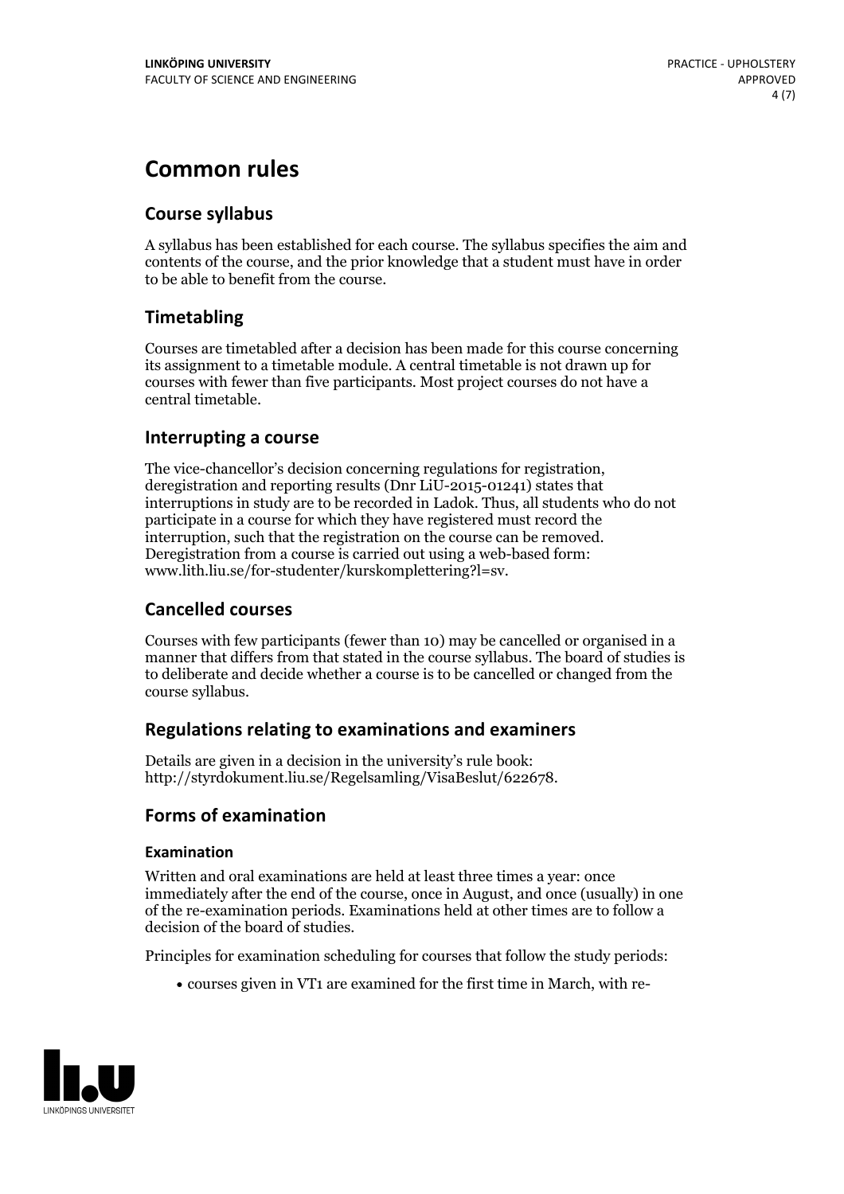# Common rules

## Course syllabus

A syllabus has been established for each course. The syllabus specifies the aim and contents of the course, and the prior knowledge that a student must have in order to be able to benefit from the course.

## Timetabling

Courses are timetabled after a decision has been made for this course concerning its assignment to a timetable module. A central timetable is not drawn up for courses with fewer than five participants. Most project courses do not have a central timetable.

## Interrupting a course

The vice-chancellor's decision concerning regulations for registration, deregistration and reporting results (Dnr LiU-2015-01241) states that interruptions in study are to be recorded in Ladok. Thus, all students who do not participate in a course for which they have registered must record the interruption, such that the registration on the course can be removed. Deregistration from a course is carried out using a web-based form: www.lith.liu.se/for-studenter/kurskomplettering?l=sv.

## Cancelled courses

Courses with few participants (fewer than 10) may be cancelled or organised in a manner that differs from that stated in the course syllabus. The board of studies is to deliberate and decide whether a course is to be cancelled or changed from the course syllabus.

## Regulations relating to examinations and examiners

Details are given in a decision in the university's rule book: http://styrdokument.liu.se/Regelsamling/VisaBeslut/622678.

## Forms of examination

### Examination

Written and oral examinations are held at least three times a year: once immediately after the end of the course, once in August, and once (usually) in one of the re-examination periods. Examinations held at other times are to follow a decision of the board of studies.

Principles for examination scheduling for courses that follow the study periods:

- courses given in VT1 are examined for the first time in March, with re-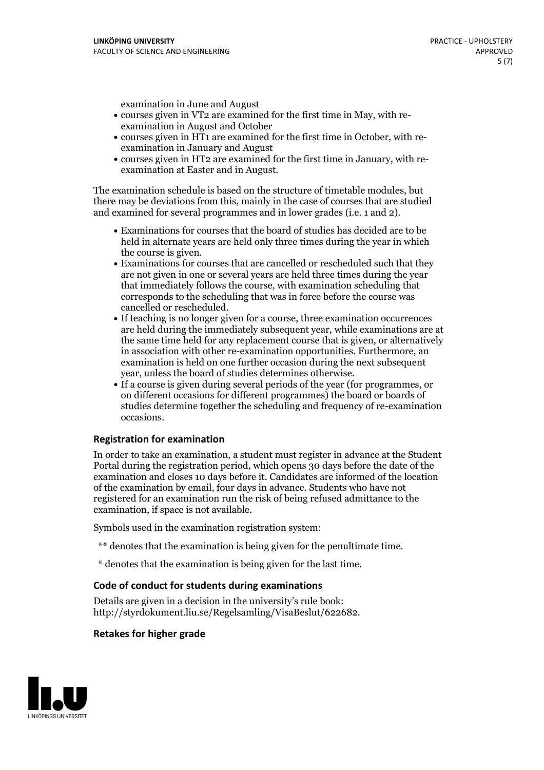examination in June and August

- courses given in VT2 are examined for the first time in May, with re-examination in August and October
- courses given in HT1 are examined for the first time in October, with re-examination in January and August
- courses given in HT2 are examined for the first time in January, with re-examination at Easter and in August.

The examination schedule is based on the structure of timetable modules, but there may be deviations from this, mainly in the case of courses that are studied and examined for several programmes and in lower grades (i.e. 1 and 2).

- Examinations for courses that the board of studies has decided are to be held in alternate years are held only three times during the year in which the course is given.
- Examinations for courses that are cancelled or rescheduled such that they are not given in one or several years are held three times during the year that immediately follows the course, with examination scheduling that corresponds to the scheduling that was in force before the course was cancelled or rescheduled.
- If teaching is no longer given for a course, three examination occurrences are held during the immediately subsequent year, while examinations are at the same time held for any replacement course that is given, or alternatively in association with other re-examination opportunities. Furthermore, an examination is held on one further occasion during the next subsequent year, unless the board of studies determines otherwise.
- If a course is given during several periods of the year (for programmes, or on different occasions for different programmes) the board or boards of studies determine together the scheduling and frequency of re-examination occasions.

### Registration for examination

In order to take an examination, a student must register in advance at the Student Portal during the registration period, which opens 30 days before the date of the examination and closes 10 days before it. Candidates are informed of the location of the examination by email, four days in advance. Students who have not registered for an examination run the risk of being refused admittance to the examination, if space is not available.

Symbols used in the examination registration system:

** denotes that the examination is being given for the penultimate time.

* denotes that the examination is being given for the last time.

### Code of conduct for students during examinations

Details are given in a decision in the university's rule book: http://styrdokument.liu.se/Regelsamling/VisaBeslut/622682.

### Retakes for higher grade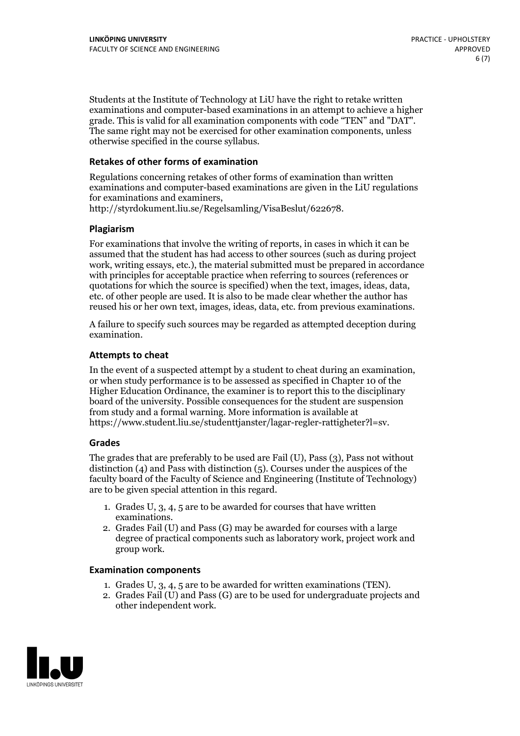Students at the Institute of Technology at LiU have the right to retake written examinations and computer-based examinations in an attempt to achieve a higher grade. This is valid for all examination components with code "TEN" and "DAT". The same right may not be exercised for other examination components, unless otherwise specified in the course syllabus.

### Retakes of other forms of examination

Regulations concerning retakes of other forms of examination than written examinations and computer-based examinations are given in the LiU regulations for examinations and examiners, http://styrdokument.liu.se/Regelsamling/VisaBeslut/622678.

### Plagiarism

For examinations that involve the writing of reports, in cases in which it can be assumed that the student has had access to other sources (such as during project work, writing essays, etc.), the material submitted must be prepared in accordance with principles for acceptable practice when referring to sources (references or quotations for which the source is specified) when the text, images, ideas, data, etc. of other people are used. It is also to be made clear whether the author has reused his or her own text, images, ideas, data, etc. from previous examinations.

A failure to specify such sources may be regarded as attempted deception during examination.

### Attempts to cheat

In the event of a suspected attempt by a student to cheat during an examination, or when study performance is to be assessed as specified in Chapter 10 of the Higher Education Ordinance, the examiner is to report this to the disciplinary board of the university. Possible consequences for the student are suspension from study and a formal warning. More information is available at https://www.student.liu.se/studenttjanster/lagar-regler-rattigheter?l=sv.

### Grades

The grades that are preferably to be used are Fail (U), Pass (3), Pass not without distinction (4) and Pass with distinction (5). Courses under the auspices of the faculty board of the Faculty of Science and Engineering (Institute of Technology) are to be given special attention in this regard.

1. Grades U, 3, 4, 5 are to be awarded for courses that have written examinations.
2. Grades Fail (U) and Pass (G) may be awarded for courses with a large degree of practical components such as laboratory work, project work and group work.

### Examination components

1. Grades U, 3, 4, 5 are to be awarded for written examinations (TEN).
2. Grades Fail (U) and Pass (G) are to be used for undergraduate projects and other independent work.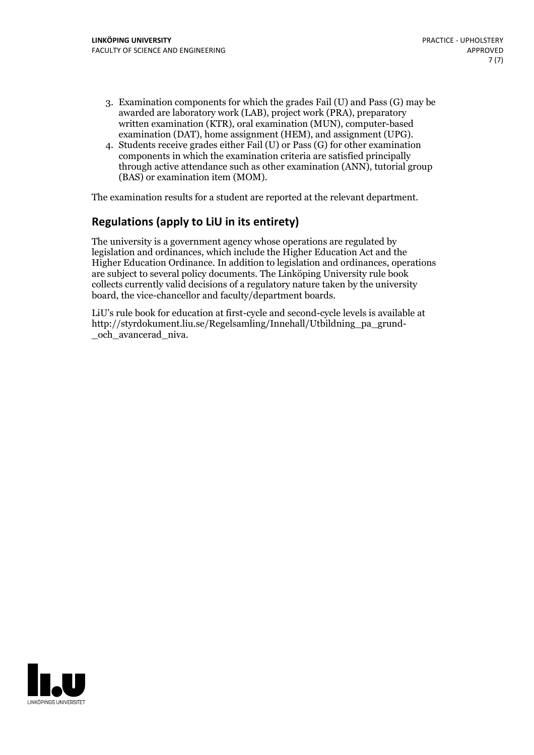3. Examination components for which the grades Fail (U) and Pass (G) may be awarded are laboratory work (LAB), project work (PRA), preparatory written examination (KTR), oral examination (MUN), computer-based examination (DAT), home assignment (HEM), and assignment (UPG).
4. Students receive grades either Fail (U) or Pass (G) for other examination components in which the examination criteria are satisfied principally through active attendance such as other examination (ANN), tutorial group (BAS) or examination item (MOM).

The examination results for a student are reported at the relevant department.

## Regulations (apply to LiU in its entirety)

The university is a government agency whose operations are regulated by legislation and ordinances, which include the Higher Education Act and the Higher Education Ordinance. In addition to legislation and ordinances, operations are subject to several policy documents. The Linköping University rule book collects currently valid decisions of a regulatory nature taken by the university board, the vice-chancellor and faculty/department boards.

LiU's rule book for education at first-cycle and second-cycle levels is available at http://styrdokument.liu.se/Regelsamling/Innehall/Utbildning_pa_grund-_och_avancerad_niva.